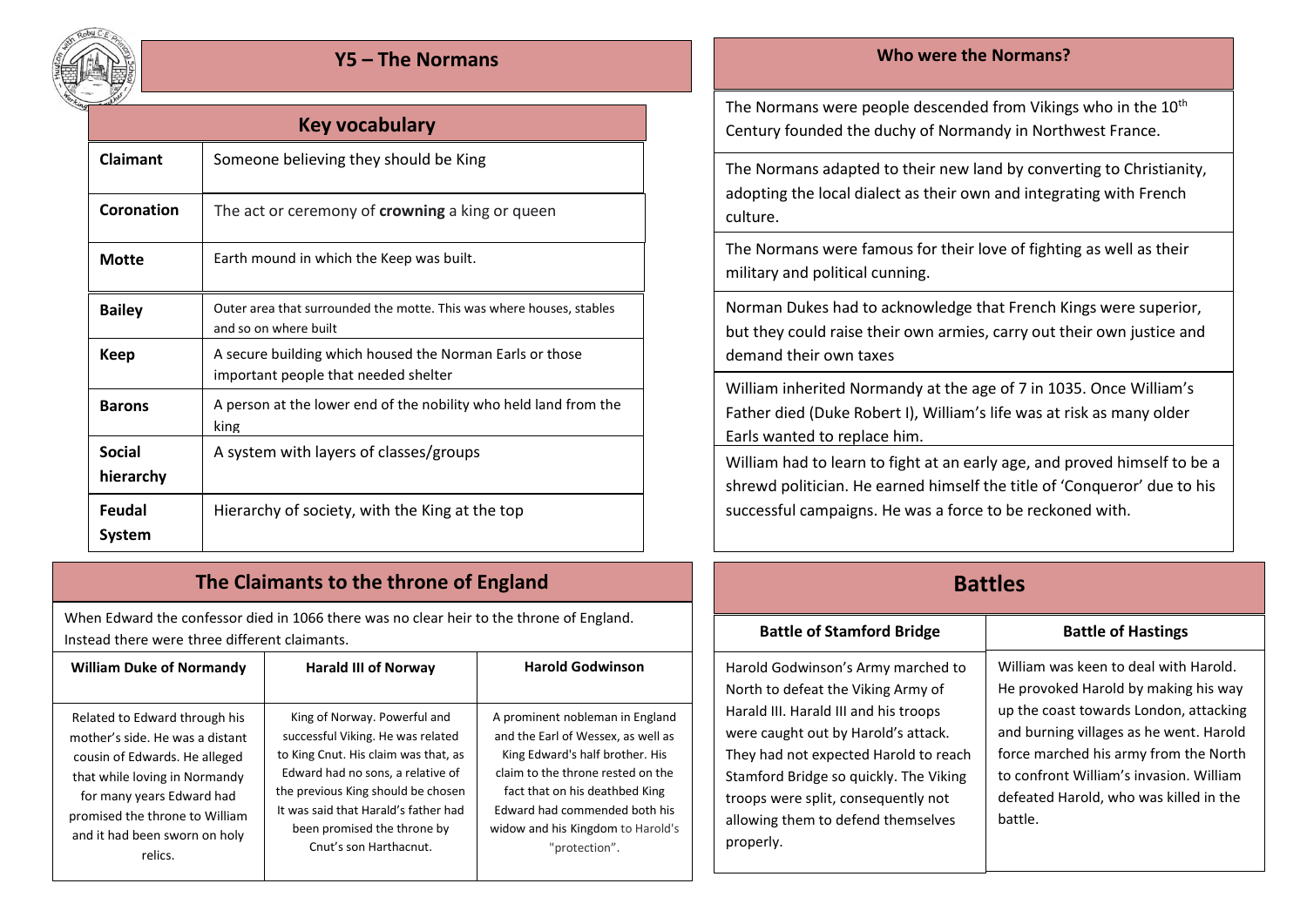# Y5 – The Normans

## Key vocabulary

| | |
|---|---|
| **Claimant** | Someone believing they should be King |
| **Coronation** | The act or ceremony of **crowning** a king or queen |
| **Motte** | Earth mound in which the Keep was built. |
| **Bailey** | Outer area that surrounded the motte. This was where houses, stables and so on where built |
| **Keep** | A secure building which housed the Norman Earls or those important people that needed shelter |
| **Barons** | A person at the lower end of the nobility who held land from the king |
| **Social hierarchy** | A system with layers of classes/groups |
| **Feudal System** | Hierarchy of society, with the King at the top |

## The Claimants to the throne of England

When Edward the confessor died in 1066 there was no clear heir to the throne of England. Instead there were three different claimants.

| William Duke of Normandy | Harald III of Norway | Harold Godwinson |
|---|---|---|
| Related to Edward through his mother's side. He was a distant cousin of Edwards. He alleged that while loving in Normandy for many years Edward had promised the throne to William and it had been sworn on holy relics. | King of Norway. Powerful and successful Viking. He was related to King Cnut. His claim was that, as Edward had no sons, a relative of the previous King should be chosen It was said that Harald's father had been promised the throne by Cnut's son Harthacnut. | A prominent nobleman in England and the Earl of Wessex, as well as King Edward's half brother. His claim to the throne rested on the fact that on his deathbed King Edward had commended both his widow and his Kingdom to Harold's "protection". |

## Who were the Normans?

The Normans were people descended from Vikings who in the 10th Century founded the duchy of Normandy in Northwest France.

The Normans adapted to their new land by converting to Christianity, adopting the local dialect as their own and integrating with French culture.

The Normans were famous for their love of fighting as well as their military and political cunning.

Norman Dukes had to acknowledge that French Kings were superior, but they could raise their own armies, carry out their own justice and demand their own taxes

William inherited Normandy at the age of 7 in 1035. Once William's Father died (Duke Robert I), William's life was at risk as many older Earls wanted to replace him.

William had to learn to fight at an early age, and proved himself to be a shrewd politician. He earned himself the title of 'Conqueror' due to his successful campaigns. He was a force to be reckoned with.

## Battles

| Battle of Stamford Bridge | Battle of Hastings |
|---|---|
| Harold Godwinson's Army marched to North to defeat the Viking Army of Harald III. Harald III and his troops were caught out by Harold's attack. They had not expected Harold to reach Stamford Bridge so quickly. The Viking troops were split, consequently not allowing them to defend themselves properly. | William was keen to deal with Harold. He provoked Harold by making his way up the coast towards London, attacking and burning villages as he went. Harold force marched his army from the North to confront William's invasion. William defeated Harold, who was killed in the battle. |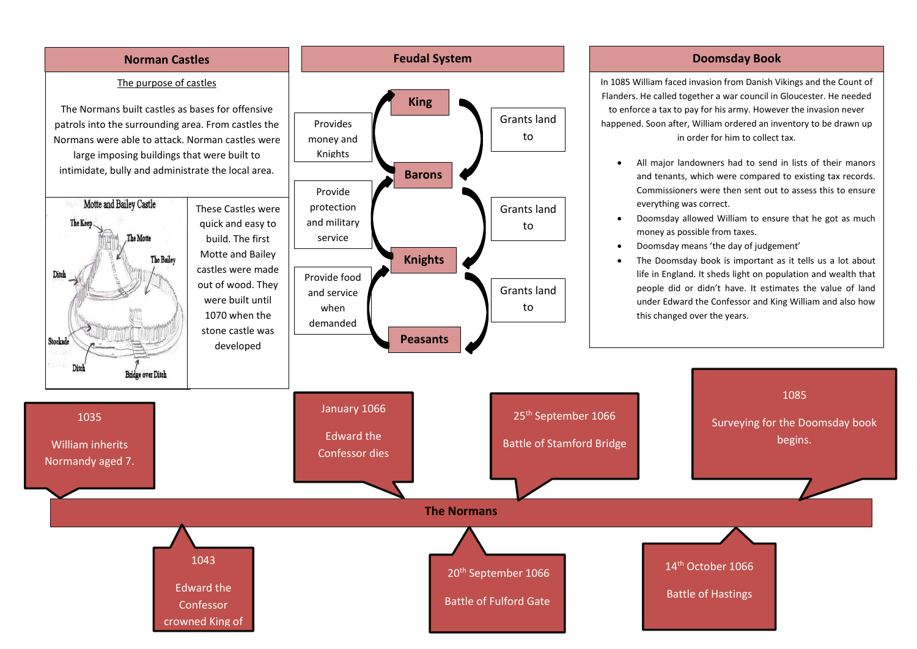## Norman Castles

The purpose of castles

The Normans built castles as bases for offensive patrols into the surrounding area. From castles the Normans were able to attack. Norman castles were large imposing buildings that were built to intimidate, bully and administrate the local area.

Motte and Bailey Castle

The Keep

The Motte

The Bailey

Ditch

Stockade

Ditch

Bridge over Ditch

These Castles were quick and easy to build. The first Motte and Bailey castles were made out of wood. They were built until 1070 when the stone castle was developed

## Feudal System

King

Grants land to

Provides money and Knights

Barons

Grants land to

Provide protection and military service

Knights

Grants land to

Provide food and service when demanded

Peasants

## Doomsday Book

In 1085 William faced invasion from Danish Vikings and the Count of Flanders. He called together a war council in Gloucester. He needed to enforce a tax to pay for his army. However the invasion never happened. Soon after, William ordered an inventory to be drawn up in order for him to collect tax.

- All major landowners had to send in lists of their manors and tenants, which were compared to existing tax records. Commissioners were then sent out to assess this to ensure everything was correct.
- Doomsday allowed William to ensure that he got as much money as possible from taxes.
- Doomsday means 'the day of judgement'
- The Doomsday book is important as it tells us a lot about life in England. It sheds light on population and wealth that people did or didn't have. It estimates the value of land under Edward the Confessor and King William and also how this changed over the years.

## The Normans

1035

William inherits Normandy aged 7.

1043

Edward the Confessor crowned King of

January 1066

Edward the Confessor dies

20th September 1066

Battle of Fulford Gate

25th September 1066

Battle of Stamford Bridge

14th October 1066

Battle of Hastings

1085

Surveying for the Doomsday book begins.